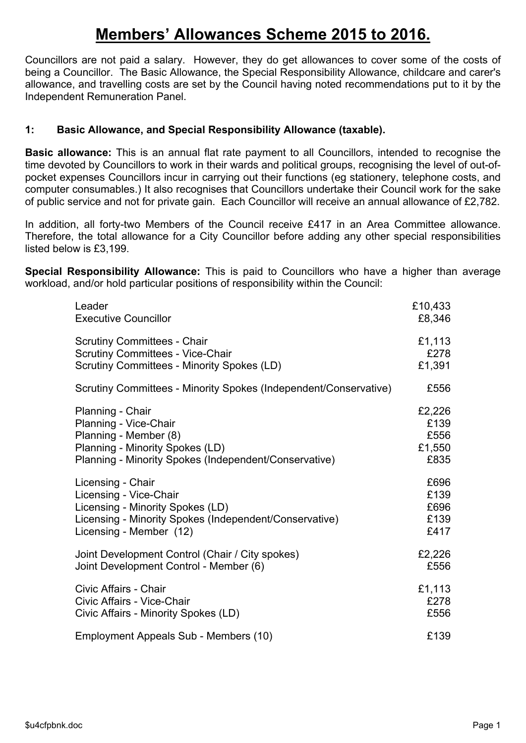# Members' Allowances Scheme 2015 to 2016.

Councillors are not paid a salary. However, they do get allowances to cover some of the costs of being a Councillor. The Basic Allowance, the Special Responsibility Allowance, childcare and carer's allowance, and travelling costs are set by the Council having noted recommendations put to it by the Independent Remuneration Panel.

## 1: Basic Allowance, and Special Responsibility Allowance (taxable).

**Basic allowance:** This is an annual flat rate payment to all Councillors, intended to recognise the time devoted by Councillors to work in their wards and political groups, recognising the level of out-of-pocket expenses Councillors incur in carrying out their functions (eg stationery, telephone costs, and computer consumables.) It also recognises that Councillors undertake their Council work for the sake of public service and not for private gain. Each Councillor will receive an annual allowance of £2,782.

In addition, all forty-two Members of the Council receive £417 in an Area Committee allowance. Therefore, the total allowance for a City Councillor before adding any other special responsibilities listed below is £3,199.

**Special Responsibility Allowance:** This is paid to Councillors who have a higher than average workload, and/or hold particular positions of responsibility within the Council:

| Position | Allowance |
|---|---|
| Leader | £10,433 |
| Executive Councillor | £8,346 |
| Scrutiny Committees - Chair | £1,113 |
| Scrutiny Committees - Vice-Chair | £278 |
| Scrutiny Committees - Minority Spokes (LD) | £1,391 |
| Scrutiny Committees - Minority Spokes (Independent/Conservative) | £556 |
| Planning - Chair | £2,226 |
| Planning - Vice-Chair | £139 |
| Planning - Member (8) | £556 |
| Planning - Minority Spokes (LD) | £1,550 |
| Planning - Minority Spokes (Independent/Conservative) | £835 |
| Licensing - Chair | £696 |
| Licensing - Vice-Chair | £139 |
| Licensing - Minority Spokes (LD) | £696 |
| Licensing - Minority Spokes (Independent/Conservative) | £139 |
| Licensing - Member (12) | £417 |
| Joint Development Control (Chair / City spokes) | £2,226 |
| Joint Development Control - Member (6) | £556 |
| Civic Affairs - Chair | £1,113 |
| Civic Affairs - Vice-Chair | £278 |
| Civic Affairs - Minority Spokes (LD) | £556 |
| Employment Appeals Sub - Members (10) | £139 |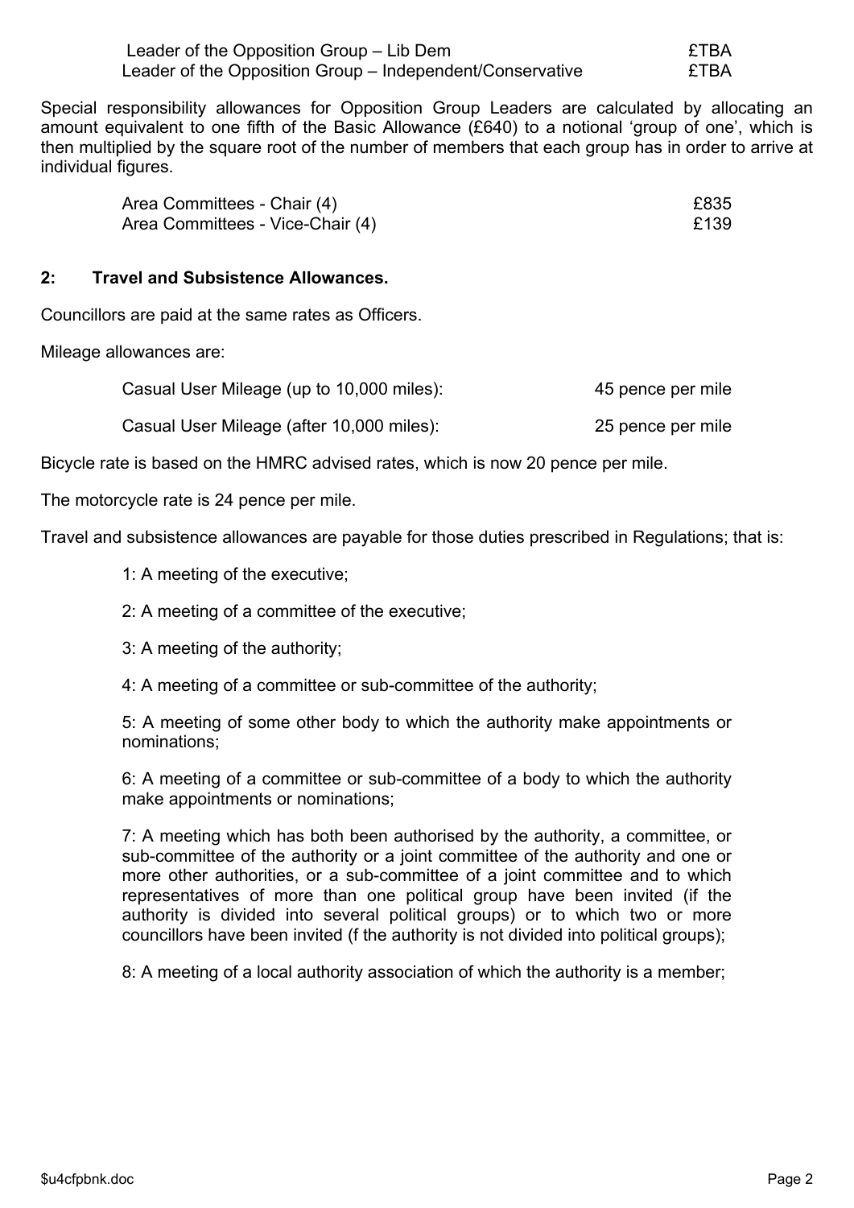| | |
|---|---|
| Leader of the Opposition Group – Lib Dem | £TBA |
| Leader of the Opposition Group – Independent/Conservative | £TBA |

Special responsibility allowances for Opposition Group Leaders are calculated by allocating an amount equivalent to one fifth of the Basic Allowance (£640) to a notional 'group of one', which is then multiplied by the square root of the number of members that each group has in order to arrive at individual figures.

| | |
|---|---|
| Area Committees - Chair (4) | £835 |
| Area Committees - Vice-Chair (4) | £139 |

## 2: Travel and Subsistence Allowances.

Councillors are paid at the same rates as Officers.

Mileage allowances are:

| | |
|---|---|
| Casual User Mileage (up to 10,000 miles): | 45 pence per mile |
| Casual User Mileage (after 10,000 miles): | 25 pence per mile |

Bicycle rate is based on the HMRC advised rates, which is now 20 pence per mile.

The motorcycle rate is 24 pence per mile.

Travel and subsistence allowances are payable for those duties prescribed in Regulations; that is:

1: A meeting of the executive;

2: A meeting of a committee of the executive;

3: A meeting of the authority;

4: A meeting of a committee or sub-committee of the authority;

5: A meeting of some other body to which the authority make appointments or nominations;

6: A meeting of a committee or sub-committee of a body to which the authority make appointments or nominations;

7: A meeting which has both been authorised by the authority, a committee, or sub-committee of the authority or a joint committee of the authority and one or more other authorities, or a sub-committee of a joint committee and to which representatives of more than one political group have been invited (if the authority is divided into several political groups) or to which two or more councillors have been invited (f the authority is not divided into political groups);

8: A meeting of a local authority association of which the authority is a member;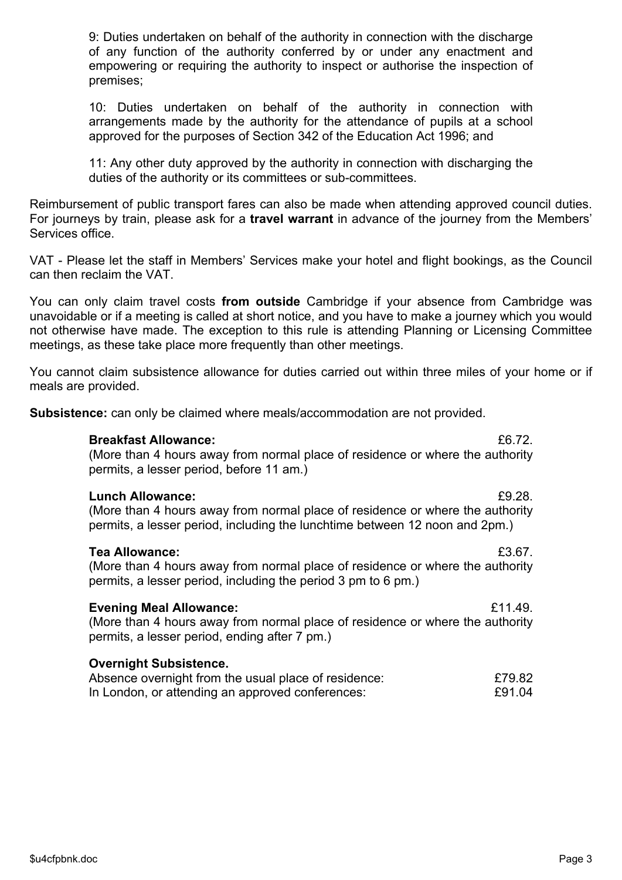9: Duties undertaken on behalf of the authority in connection with the discharge of any function of the authority conferred by or under any enactment and empowering or requiring the authority to inspect or authorise the inspection of premises;

10: Duties undertaken on behalf of the authority in connection with arrangements made by the authority for the attendance of pupils at a school approved for the purposes of Section 342 of the Education Act 1996; and

11: Any other duty approved by the authority in connection with discharging the duties of the authority or its committees or sub-committees.

Reimbursement of public transport fares can also be made when attending approved council duties. For journeys by train, please ask for a **travel warrant** in advance of the journey from the Members' Services office.

VAT - Please let the staff in Members' Services make your hotel and flight bookings, as the Council can then reclaim the VAT.

You can only claim travel costs **from outside** Cambridge if your absence from Cambridge was unavoidable or if a meeting is called at short notice, and you have to make a journey which you would not otherwise have made. The exception to this rule is attending Planning or Licensing Committee meetings, as these take place more frequently than other meetings.

You cannot claim subsistence allowance for duties carried out within three miles of your home or if meals are provided.

**Subsistence:** can only be claimed where meals/accommodation are not provided.

**Breakfast Allowance:** £6.72.
(More than 4 hours away from normal place of residence or where the authority permits, a lesser period, before 11 am.)

**Lunch Allowance:** £9.28.
(More than 4 hours away from normal place of residence or where the authority permits, a lesser period, including the lunchtime between 12 noon and 2pm.)

**Tea Allowance:** £3.67.
(More than 4 hours away from normal place of residence or where the authority permits, a lesser period, including the period 3 pm to 6 pm.)

**Evening Meal Allowance:** £11.49.
(More than 4 hours away from normal place of residence or where the authority permits, a lesser period, ending after 7 pm.)

**Overnight Subsistence.**

| | |
|---|---|
| Absence overnight from the usual place of residence: | £79.82 |
| In London, or attending an approved conferences: | £91.04 |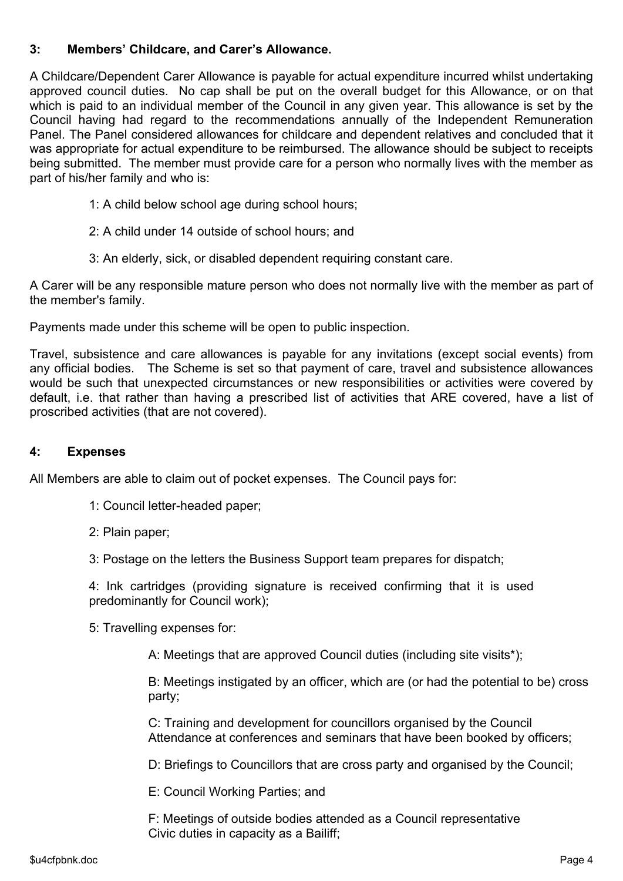### 3: Members' Childcare, and Carer's Allowance.

A Childcare/Dependent Carer Allowance is payable for actual expenditure incurred whilst undertaking approved council duties. No cap shall be put on the overall budget for this Allowance, or on that which is paid to an individual member of the Council in any given year. This allowance is set by the Council having had regard to the recommendations annually of the Independent Remuneration Panel. The Panel considered allowances for childcare and dependent relatives and concluded that it was appropriate for actual expenditure to be reimbursed. The allowance should be subject to receipts being submitted. The member must provide care for a person who normally lives with the member as part of his/her family and who is:

1: A child below school age during school hours;

2: A child under 14 outside of school hours; and

3: An elderly, sick, or disabled dependent requiring constant care.

A Carer will be any responsible mature person who does not normally live with the member as part of the member's family.

Payments made under this scheme will be open to public inspection.

Travel, subsistence and care allowances is payable for any invitations (except social events) from any official bodies. The Scheme is set so that payment of care, travel and subsistence allowances would be such that unexpected circumstances or new responsibilities or activities were covered by default, i.e. that rather than having a prescribed list of activities that ARE covered, have a list of proscribed activities (that are not covered).

### 4: Expenses

All Members are able to claim out of pocket expenses. The Council pays for:

1: Council letter-headed paper;

2: Plain paper;

3: Postage on the letters the Business Support team prepares for dispatch;

4: Ink cartridges (providing signature is received confirming that it is used predominantly for Council work);

5: Travelling expenses for:

A: Meetings that are approved Council duties (including site visits*);

B: Meetings instigated by an officer, which are (or had the potential to be) cross party;

C: Training and development for councillors organised by the Council
Attendance at conferences and seminars that have been booked by officers;

D: Briefings to Councillors that are cross party and organised by the Council;

E: Council Working Parties; and

F: Meetings of outside bodies attended as a Council representative
Civic duties in capacity as a Bailiff;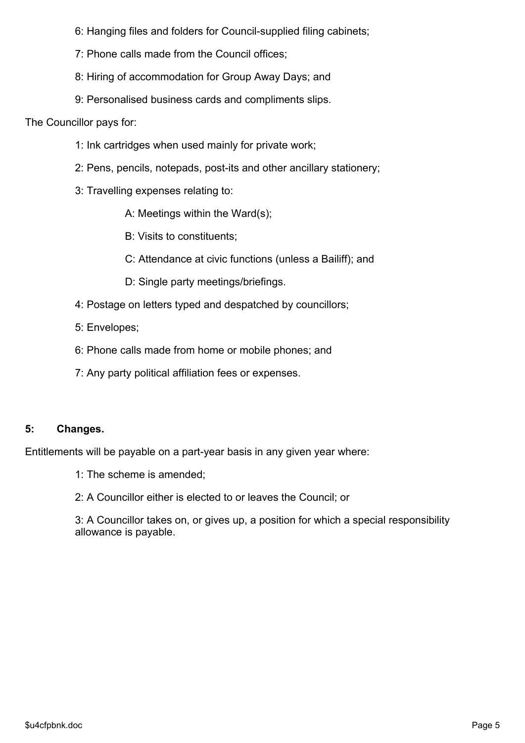6: Hanging files and folders for Council-supplied filing cabinets;

7: Phone calls made from the Council offices;

8: Hiring of accommodation for Group Away Days; and

9: Personalised business cards and compliments slips.

The Councillor pays for:

1: Ink cartridges when used mainly for private work;

2: Pens, pencils, notepads, post-its and other ancillary stationery;

3: Travelling expenses relating to:

A: Meetings within the Ward(s);

B: Visits to constituents;

C: Attendance at civic functions (unless a Bailiff); and

D: Single party meetings/briefings.

4: Postage on letters typed and despatched by councillors;

5: Envelopes;

6: Phone calls made from home or mobile phones; and

7: Any party political affiliation fees or expenses.

**5: Changes.**

Entitlements will be payable on a part-year basis in any given year where:

1: The scheme is amended;

2: A Councillor either is elected to or leaves the Council; or

3: A Councillor takes on, or gives up, a position for which a special responsibility allowance is payable.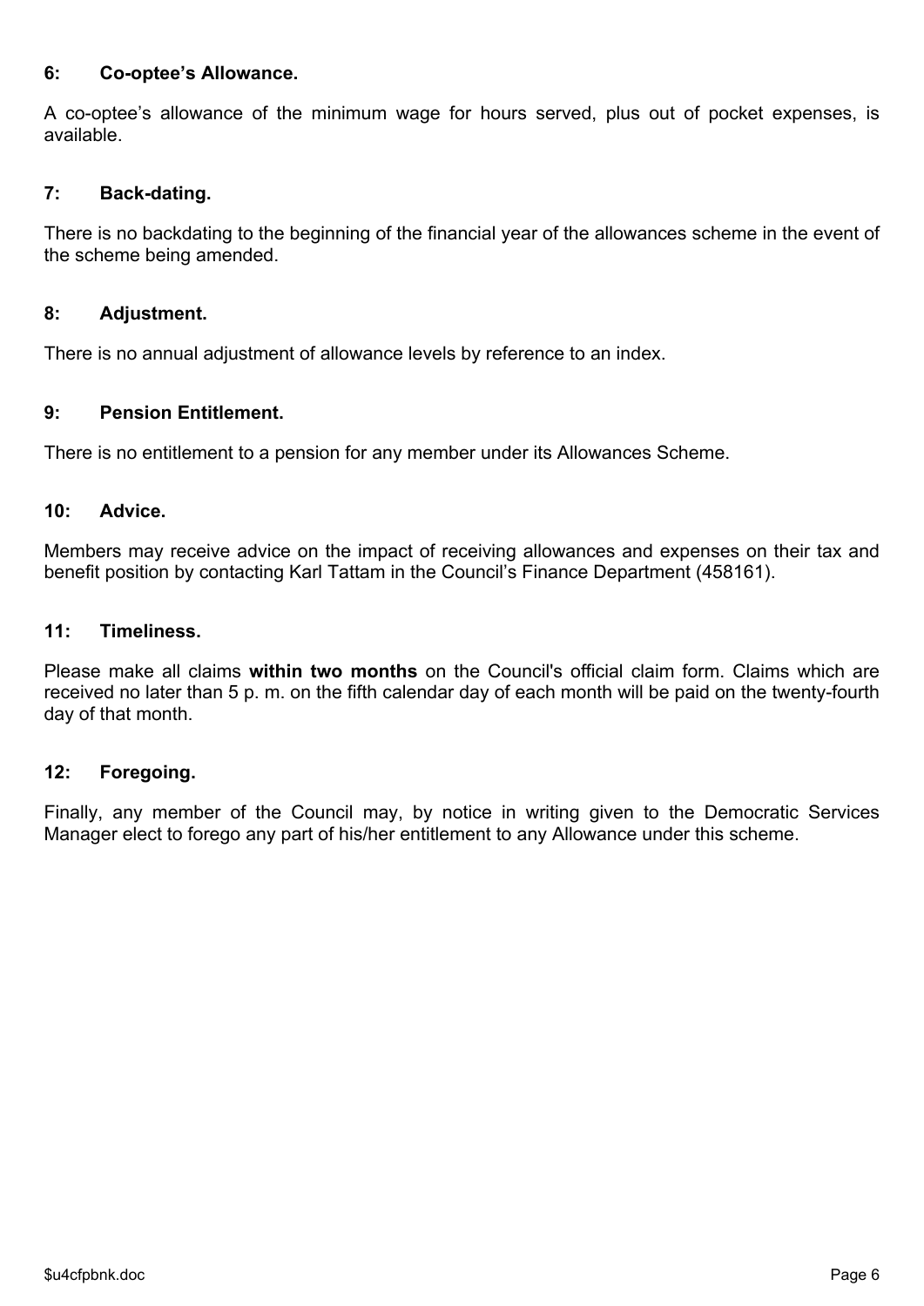### 6: Co-optee's Allowance.

A co-optee's allowance of the minimum wage for hours served, plus out of pocket expenses, is available.

### 7: Back-dating.

There is no backdating to the beginning of the financial year of the allowances scheme in the event of the scheme being amended.

### 8: Adjustment.

There is no annual adjustment of allowance levels by reference to an index.

### 9: Pension Entitlement.

There is no entitlement to a pension for any member under its Allowances Scheme.

### 10: Advice.

Members may receive advice on the impact of receiving allowances and expenses on their tax and benefit position by contacting Karl Tattam in the Council's Finance Department (458161).

### 11: Timeliness.

Please make all claims **within two months** on the Council's official claim form. Claims which are received no later than 5 p. m. on the fifth calendar day of each month will be paid on the twenty-fourth day of that month.

### 12: Foregoing.

Finally, any member of the Council may, by notice in writing given to the Democratic Services Manager elect to forego any part of his/her entitlement to any Allowance under this scheme.